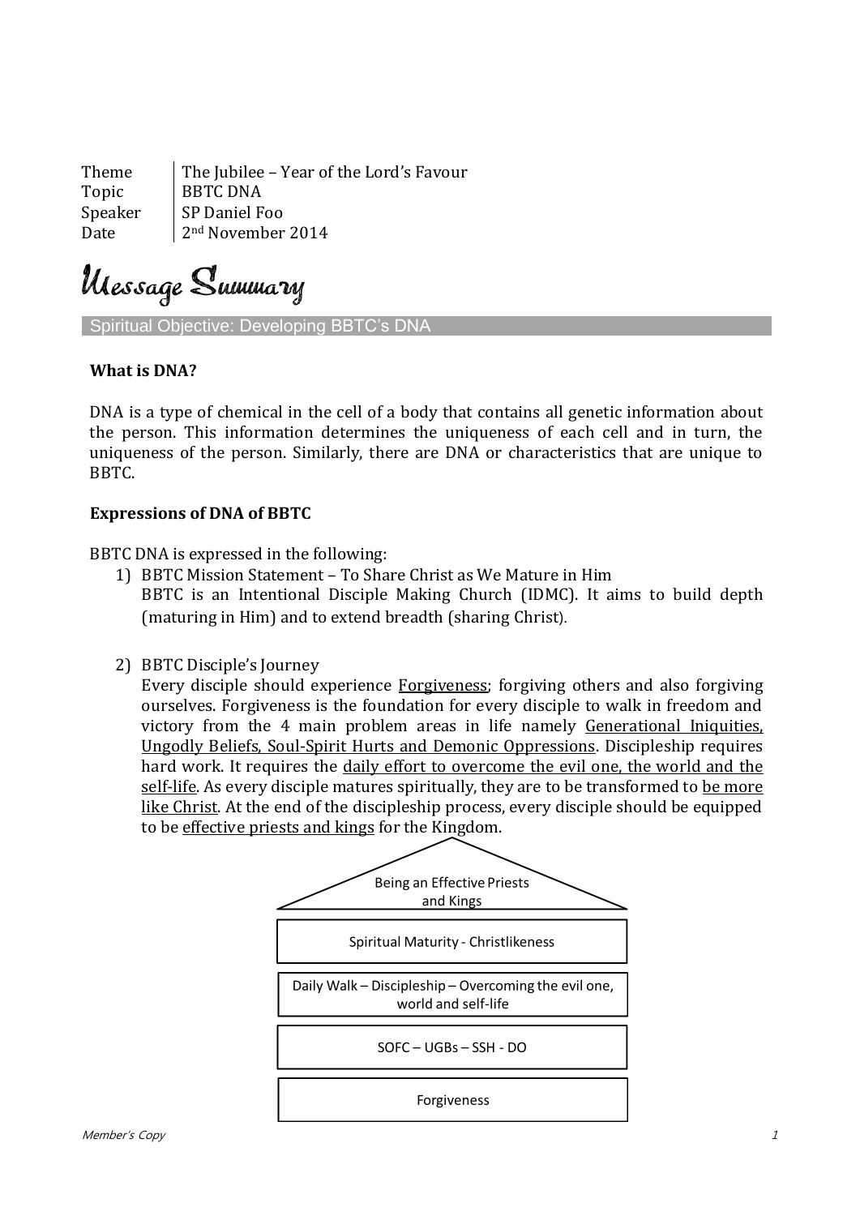| Theme | The Jubilee – Year of the Lord's Favour |
|---|---|
| Topic | BBTC DNA |
| Speaker | SP Daniel Foo |
| Date | 2nd November 2014 |

# Message Summary

## Spiritual Objective: Developing BBTC's DNA

**What is DNA?**

DNA is a type of chemical in the cell of a body that contains all genetic information about the person. This information determines the uniqueness of each cell and in turn, the uniqueness of the person. Similarly, there are DNA or characteristics that are unique to BBTC.

**Expressions of DNA of BBTC**

BBTC DNA is expressed in the following:

1) BBTC Mission Statement – To Share Christ as We Mature in Him
   BBTC is an Intentional Disciple Making Church (IDMC). It aims to build depth (maturing in Him) and to extend breadth (sharing Christ).

2) BBTC Disciple's Journey
   Every disciple should experience Forgiveness; forgiving others and also forgiving ourselves. Forgiveness is the foundation for every disciple to walk in freedom and victory from the 4 main problem areas in life namely Generational Iniquities, Ungodly Beliefs, Soul-Spirit Hurts and Demonic Oppressions. Discipleship requires hard work. It requires the daily effort to overcome the evil one, the world and the self-life. As every disciple matures spiritually, they are to be transformed to be more like Christ. At the end of the discipleship process, every disciple should be equipped to be effective priests and kings for the Kingdom.

Being an Effective Priests and Kings

Spiritual Maturity - Christlikeness

Daily Walk – Discipleship – Overcoming the evil one, world and self-life

SOFC – UGBs – SSH - DO

Forgiveness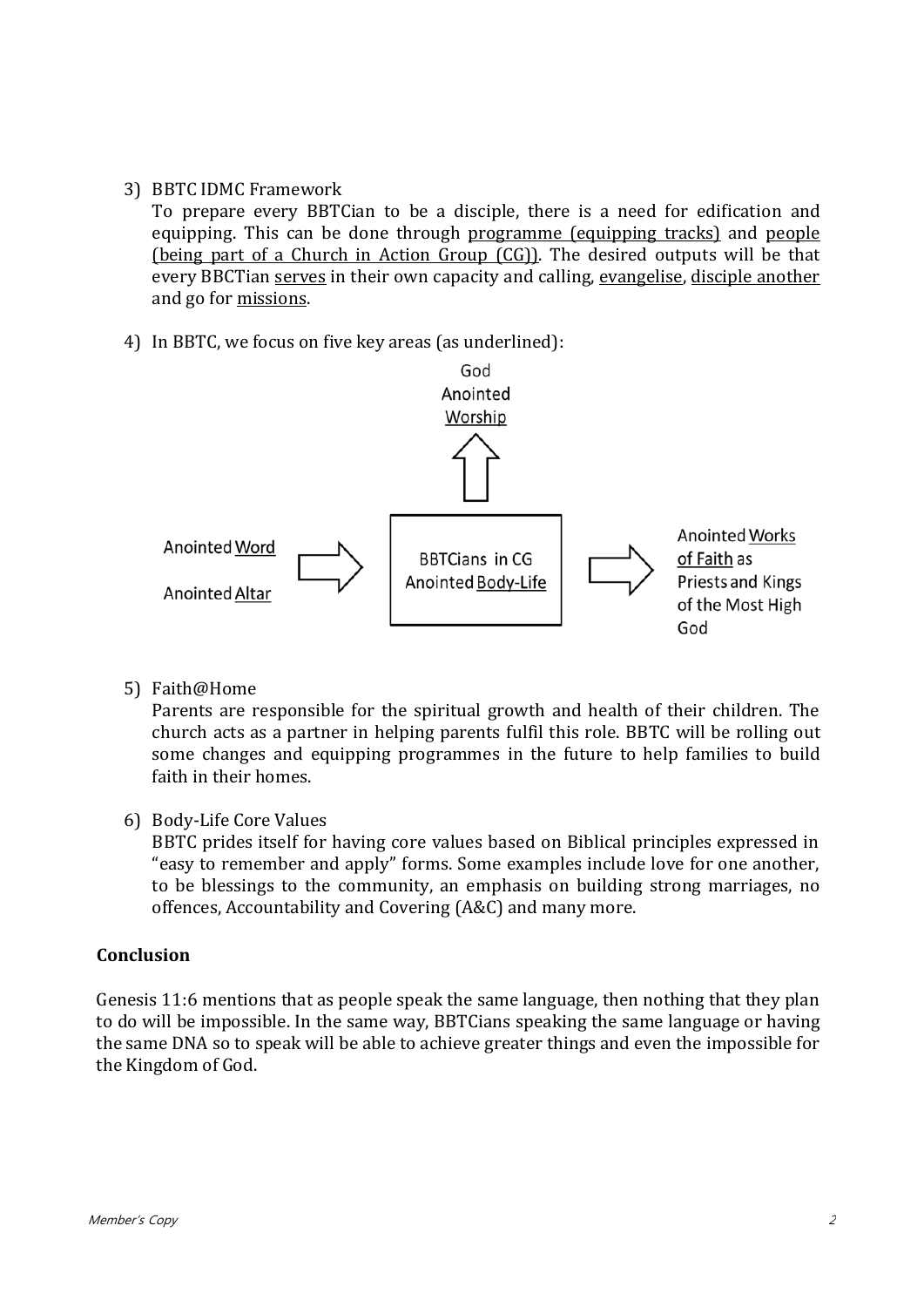3) BBTC IDMC Framework

   To prepare every BBTCian to be a disciple, there is a need for edification and equipping. This can be done through <u>programme (equipping tracks)</u> and <u>people (being part of a Church in Action Group (CG))</u>. The desired outputs will be that every BBCTian <u>serves</u> in their own capacity and calling, <u>evangelise</u>, <u>disciple another</u> and go for <u>missions</u>.

4) In BBTC, we focus on five key areas (as underlined):

God
Anointed
<u>Worship</u>

Anointed <u>Word</u>

Anointed <u>Altar</u>

BBTCians in CG
Anointed <u>Body-Life</u>

Anointed <u>Works of Faith</u> as Priests and Kings of the Most High God

5) Faith@Home

   Parents are responsible for the spiritual growth and health of their children. The church acts as a partner in helping parents fulfil this role. BBTC will be rolling out some changes and equipping programmes in the future to help families to build faith in their homes.

6) Body-Life Core Values

   BBTC prides itself for having core values based on Biblical principles expressed in "easy to remember and apply" forms. Some examples include love for one another, to be blessings to the community, an emphasis on building strong marriages, no offences, Accountability and Covering (A&C) and many more.

**Conclusion**

Genesis 11:6 mentions that as people speak the same language, then nothing that they plan to do will be impossible. In the same way, BBTCians speaking the same language or having the same DNA so to speak will be able to achieve greater things and even the impossible for the Kingdom of God.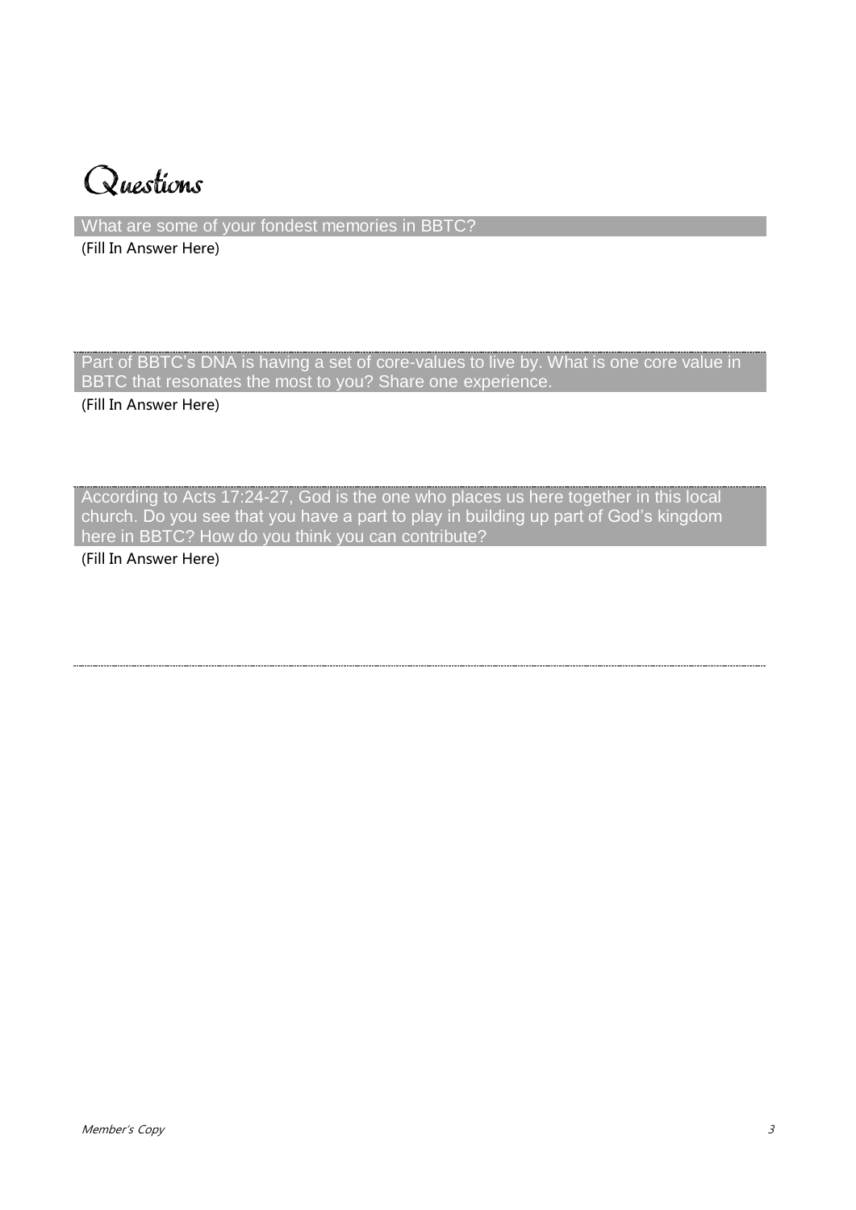# Questions

**What are some of your fondest memories in BBTC?**

(Fill In Answer Here)

---

**Part of BBTC's DNA is having a set of core-values to live by. What is one core value in BBTC that resonates the most to you? Share one experience.**

(Fill In Answer Here)

---

**According to Acts 17:24-27, God is the one who places us here together in this local church. Do you see that you have a part to play in building up part of God's kingdom here in BBTC? How do you think you can contribute?**

(Fill In Answer Here)

---

*Member's Copy*